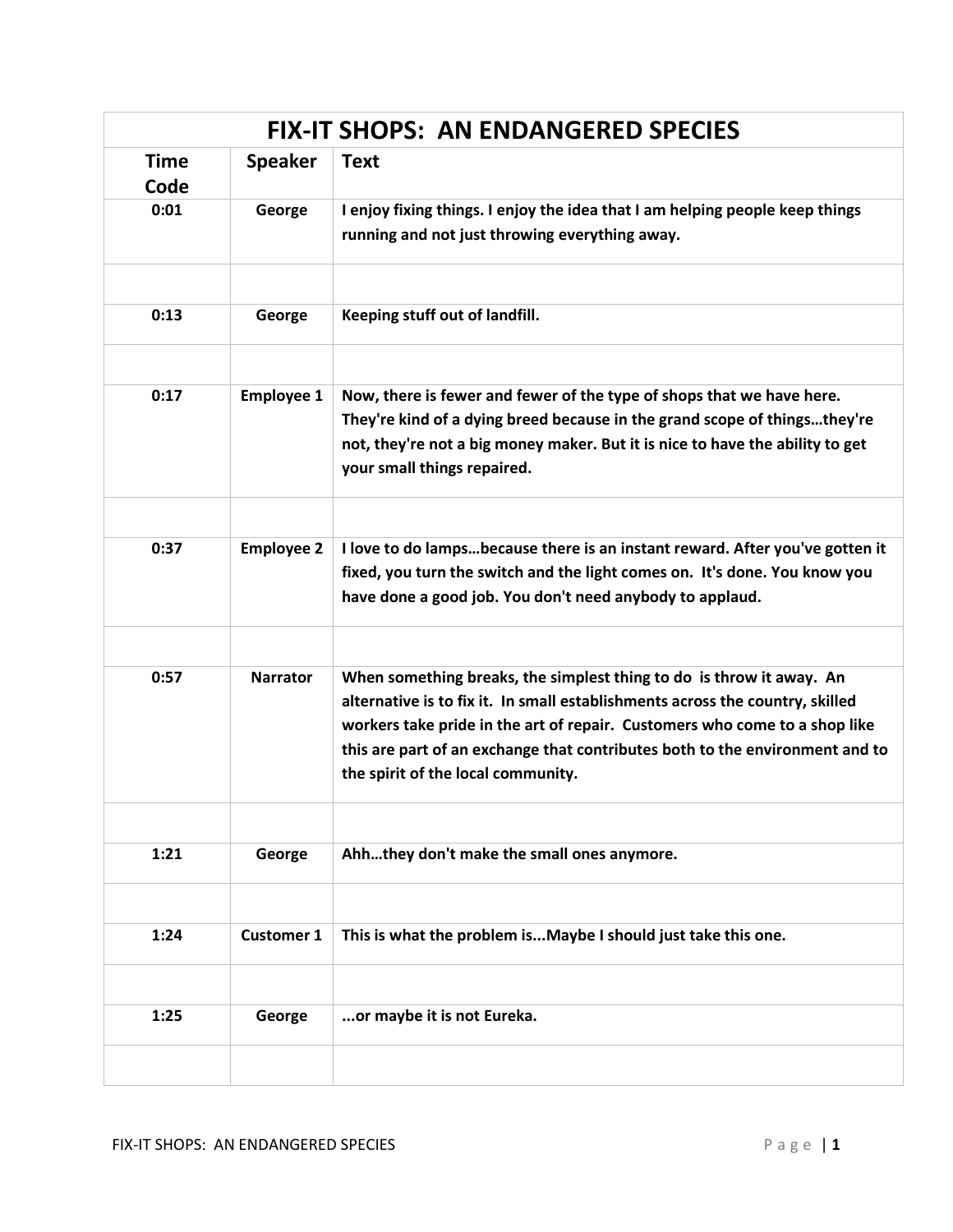# FIX-IT SHOPS: AN ENDANGERED SPECIES

| Time Code | Speaker | Text |
|---|---|---|
| 0:01 | George | I enjoy fixing things. I enjoy the idea that I am helping people keep things running and not just throwing everything away. |
| | | |
| 0:13 | George | Keeping stuff out of landfill. |
| | | |
| 0:17 | Employee 1 | Now, there is fewer and fewer of the type of shops that we have here. They're kind of a dying breed because in the grand scope of things…they're not, they're not a big money maker. But it is nice to have the ability to get your small things repaired. |
| | | |
| 0:37 | Employee 2 | I love to do lamps…because there is an instant reward. After you've gotten it fixed, you turn the switch and the light comes on. It's done. You know you have done a good job. You don't need anybody to applaud. |
| | | |
| 0:57 | Narrator | When something breaks, the simplest thing to do is throw it away. An alternative is to fix it. In small establishments across the country, skilled workers take pride in the art of repair. Customers who come to a shop like this are part of an exchange that contributes both to the environment and to the spirit of the local community. |
| | | |
| 1:21 | George | Ahh…they don't make the small ones anymore. |
| | | |
| 1:24 | Customer 1 | This is what the problem is...Maybe I should just take this one. |
| | | |
| 1:25 | George | ...or maybe it is not Eureka. |
| | | |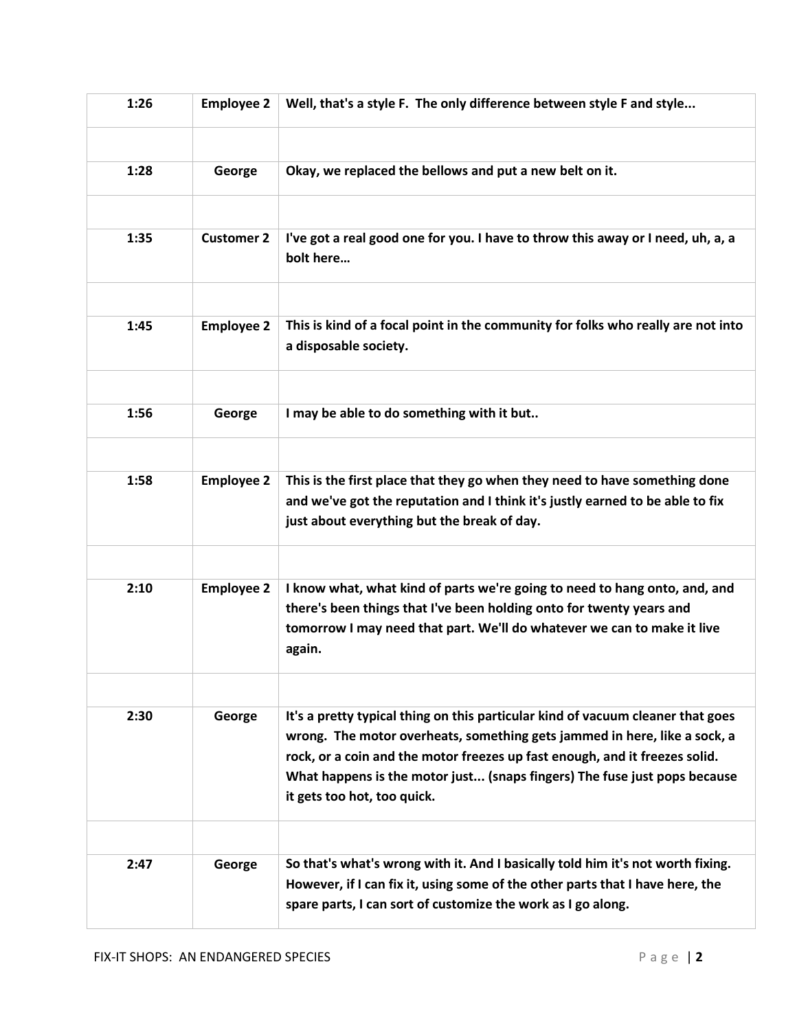| | | |
|---|---|---|
| 1:26 | Employee 2 | Well, that's a style F. The only difference between style F and style... |
| | | |
| 1:28 | George | Okay, we replaced the bellows and put a new belt on it. |
| | | |
| 1:35 | Customer 2 | I've got a real good one for you. I have to throw this away or I need, uh, a, a bolt here… |
| | | |
| 1:45 | Employee 2 | This is kind of a focal point in the community for folks who really are not into a disposable society. |
| | | |
| 1:56 | George | I may be able to do something with it but.. |
| | | |
| 1:58 | Employee 2 | This is the first place that they go when they need to have something done and we've got the reputation and I think it's justly earned to be able to fix just about everything but the break of day. |
| | | |
| 2:10 | Employee 2 | I know what, what kind of parts we're going to need to hang onto, and, and there's been things that I've been holding onto for twenty years and tomorrow I may need that part. We'll do whatever we can to make it live again. |
| | | |
| 2:30 | George | It's a pretty typical thing on this particular kind of vacuum cleaner that goes wrong. The motor overheats, something gets jammed in here, like a sock, a rock, or a coin and the motor freezes up fast enough, and it freezes solid. What happens is the motor just... (snaps fingers) The fuse just pops because it gets too hot, too quick. |
| | | |
| 2:47 | George | So that's what's wrong with it. And I basically told him it's not worth fixing. However, if I can fix it, using some of the other parts that I have here, the spare parts, I can sort of customize the work as I go along. |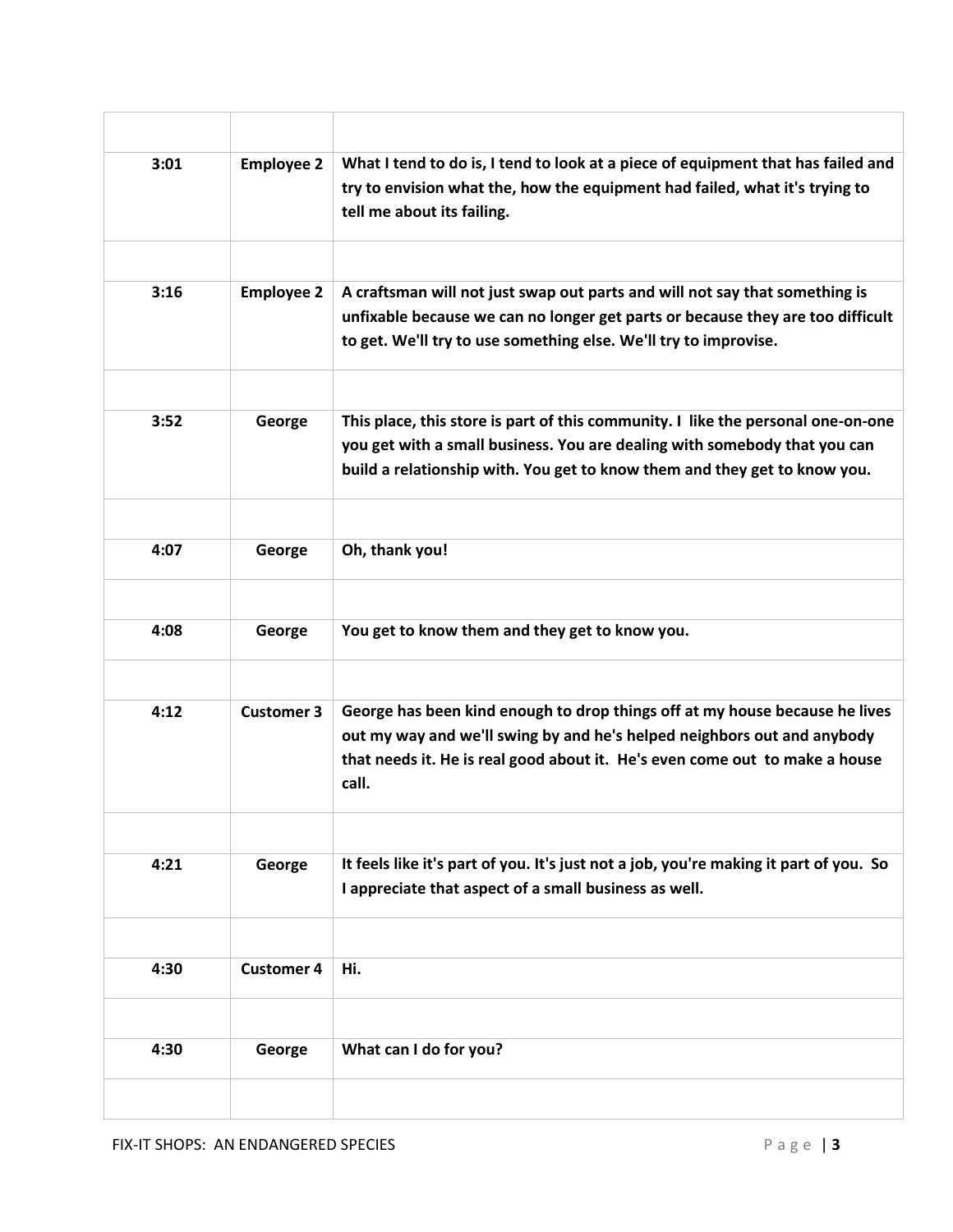| | | |
|---|---|---|
| 3:01 | Employee 2 | **What I tend to do is, I tend to look at a piece of equipment that has failed and try to envision what the, how the equipment had failed, what it's trying to tell me about its failing.** |
| | | |
| 3:16 | Employee 2 | **A craftsman will not just swap out parts and will not say that something is unfixable because we can no longer get parts or because they are too difficult to get. We'll try to use something else. We'll try to improvise.** |
| | | |
| 3:52 | George | **This place, this store is part of this community. I  like the personal one-on-one you get with a small business. You are dealing with somebody that you can build a relationship with. You get to know them and they get to know you.** |
| | | |
| 4:07 | George | **Oh, thank you!** |
| | | |
| 4:08 | George | **You get to know them and they get to know you.** |
| | | |
| 4:12 | Customer 3 | **George has been kind enough to drop things off at my house because he lives out my way and we'll swing by and he's helped neighbors out and anybody that needs it. He is real good about it.  He's even come out  to make a house call.** |
| | | |
| 4:21 | George | **It feels like it's part of you. It's just not a job, you're making it part of you.  So I appreciate that aspect of a small business as well.** |
| | | |
| 4:30 | Customer 4 | **Hi.** |
| | | |
| 4:30 | George | **What can I do for you?** |
| | | |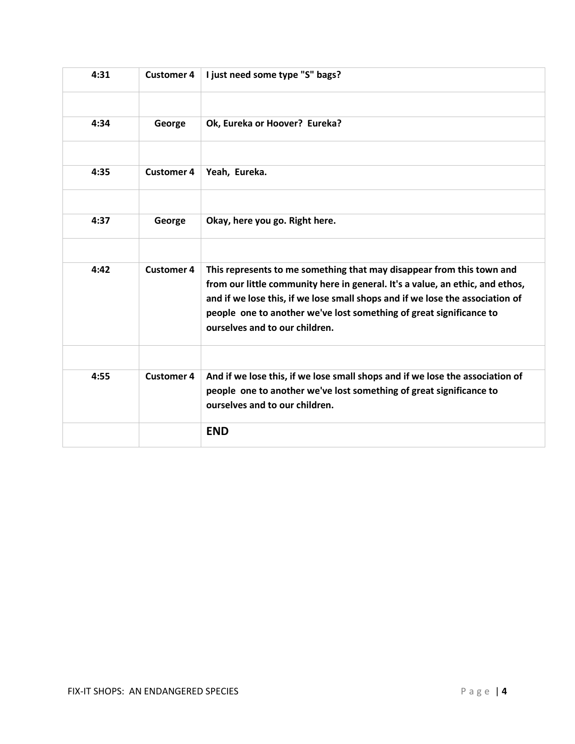| | | |
|---|---|---|
| 4:31 | Customer 4 | I just need some type "S" bags? |
| | | |
| 4:34 | George | Ok, Eureka or Hoover? Eureka? |
| | | |
| 4:35 | Customer 4 | Yeah, Eureka. |
| | | |
| 4:37 | George | Okay, here you go. Right here. |
| | | |
| 4:42 | Customer 4 | This represents to me something that may disappear from this town and from our little community here in general. It's a value, an ethic, and ethos, and if we lose this, if we lose small shops and if we lose the association of people one to another we've lost something of great significance to ourselves and to our children. |
| | | |
| 4:55 | Customer 4 | And if we lose this, if we lose small shops and if we lose the association of people one to another we've lost something of great significance to ourselves and to our children. |
| | | **END** |